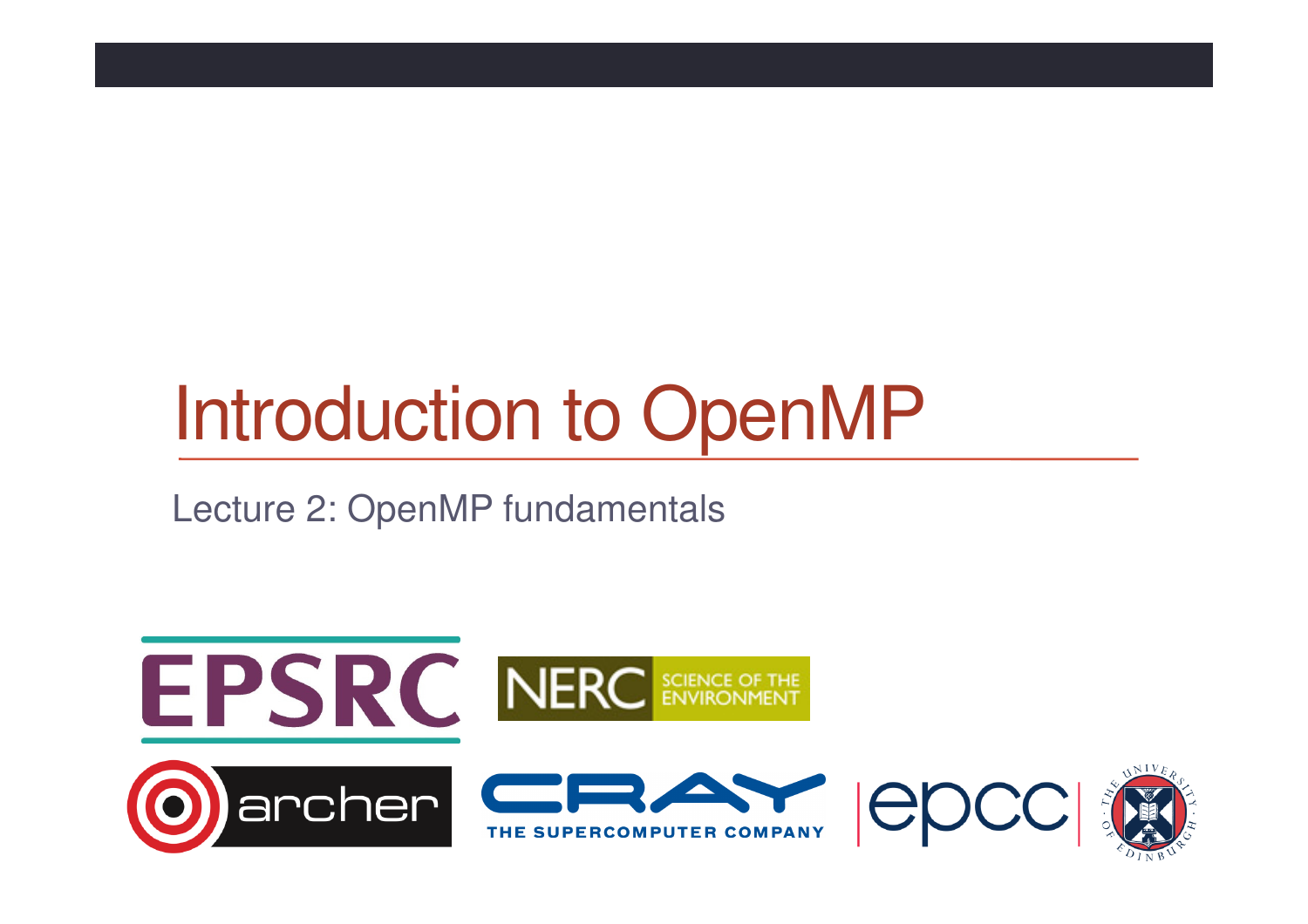# Introduction to OpenMP

Lecture 2: OpenMP fundamentals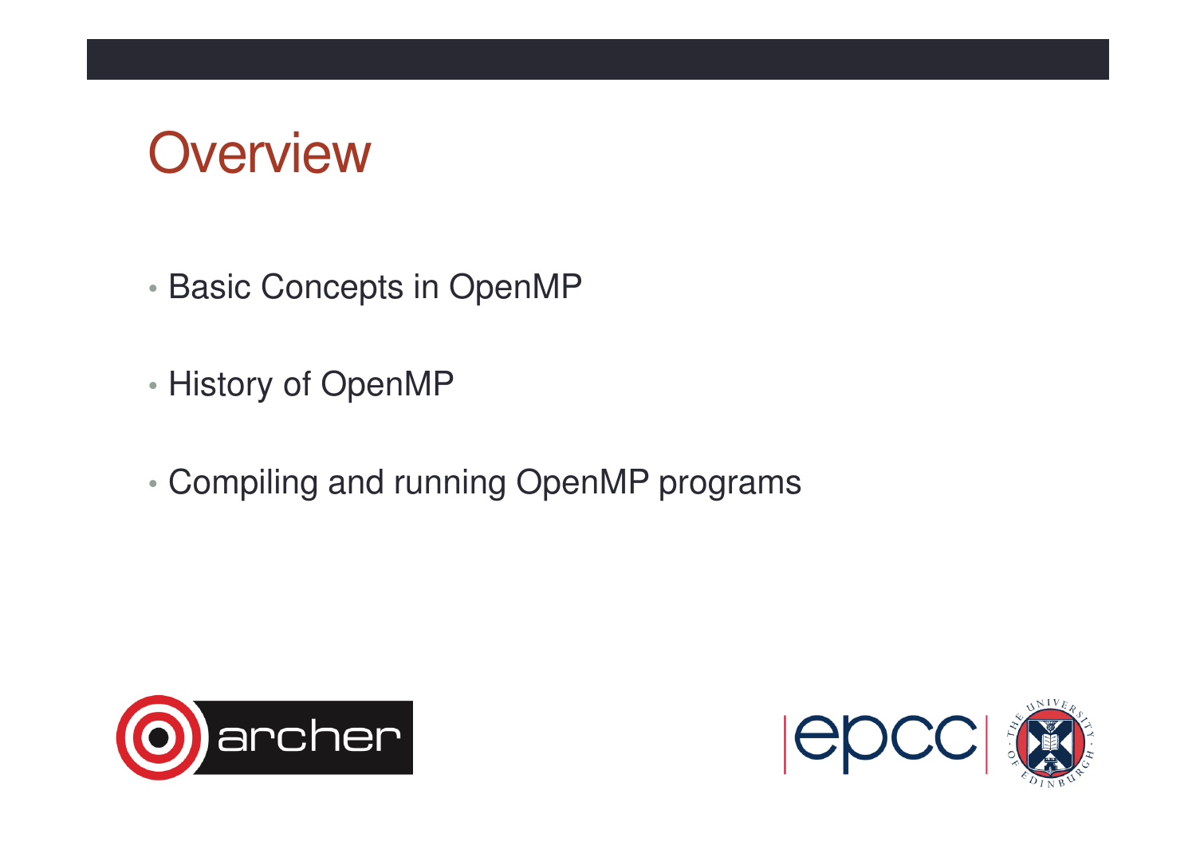# Overview

- Basic Concepts in OpenMP
- History of OpenMP
- Compiling and running OpenMP programs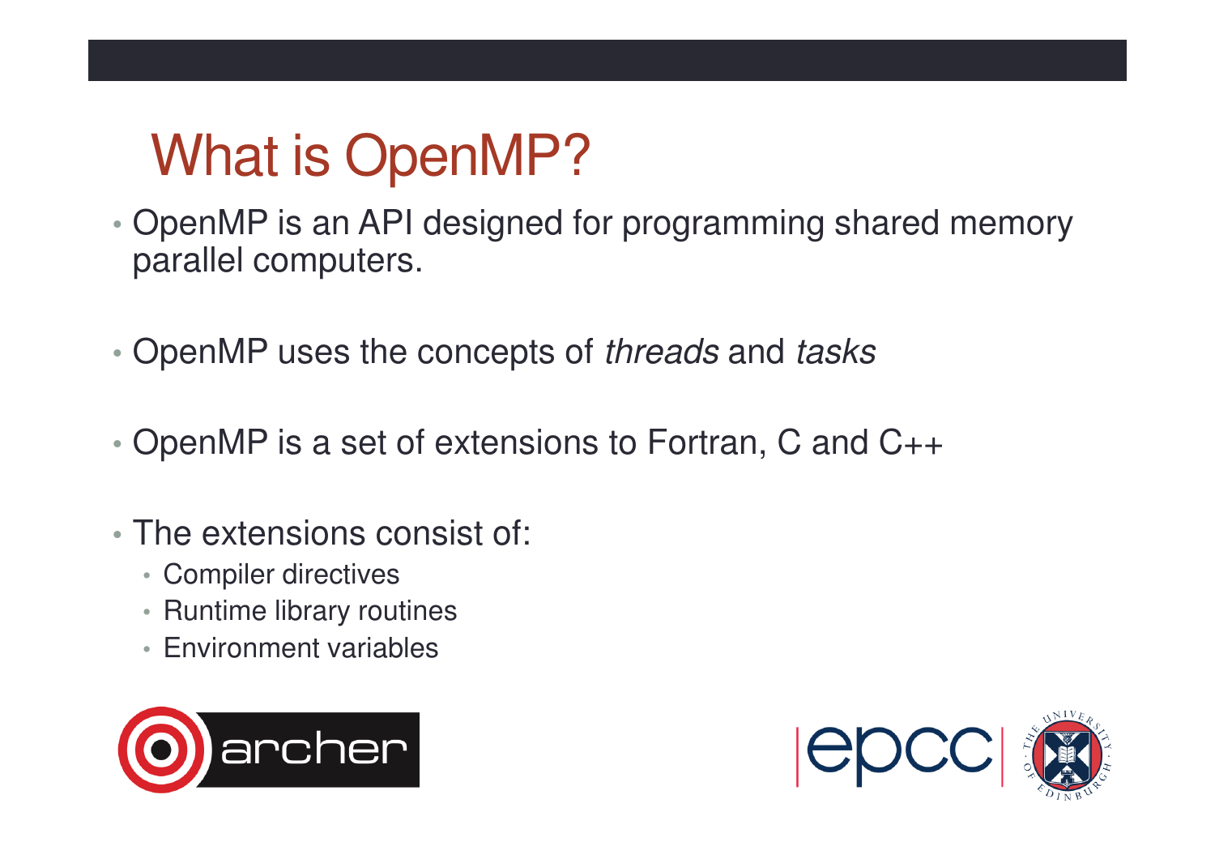# What is OpenMP?

- OpenMP is an API designed for programming shared memory parallel computers.

- OpenMP uses the concepts of *threads* and *tasks*

- OpenMP is a set of extensions to Fortran, C and C++

- The extensions consist of:
  - Compiler directives
  - Runtime library routines
  - Environment variables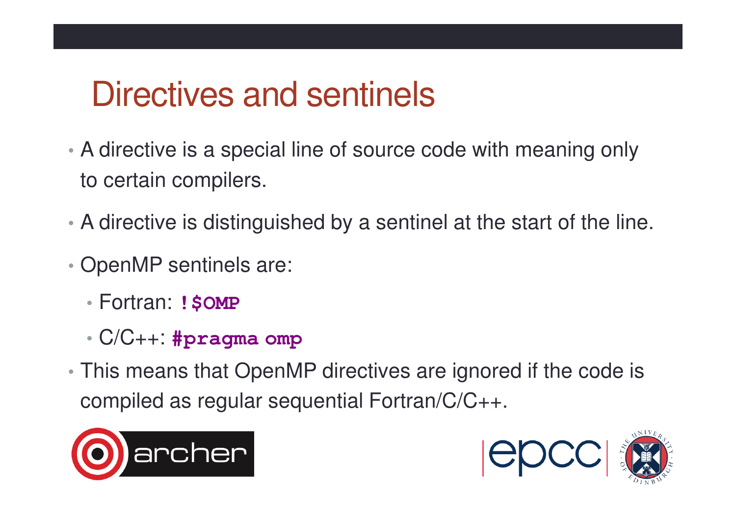# Directives and sentinels

- A directive is a special line of source code with meaning only to certain compilers.
- A directive is distinguished by a sentinel at the start of the line.
- OpenMP sentinels are:
  - Fortran: `!$OMP`
  - C/C++: `#pragma omp`
- This means that OpenMP directives are ignored if the code is compiled as regular sequential Fortran/C/C++.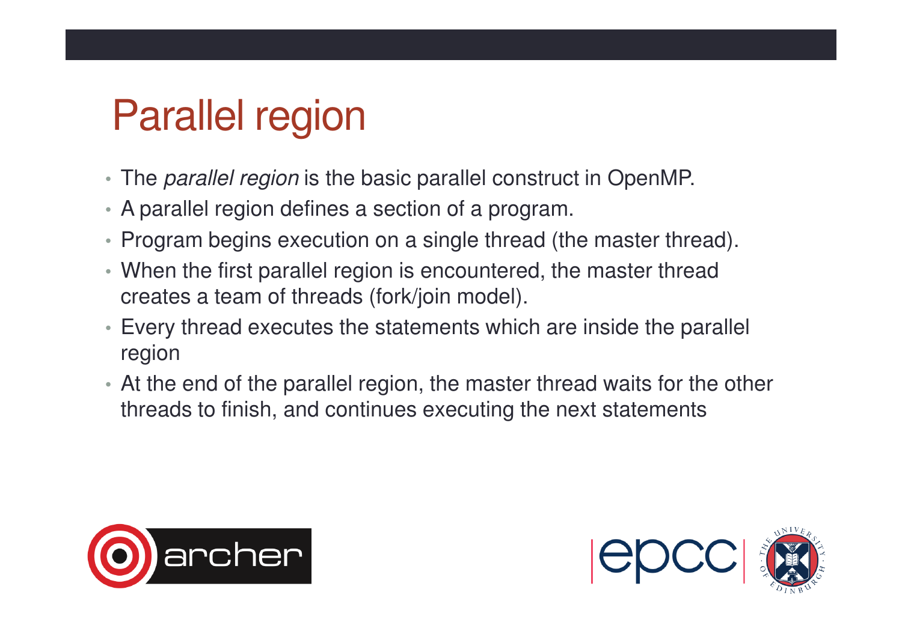# Parallel region

- The *parallel region* is the basic parallel construct in OpenMP.
- A parallel region defines a section of a program.
- Program begins execution on a single thread (the master thread).
- When the first parallel region is encountered, the master thread creates a team of threads (fork/join model).
- Every thread executes the statements which are inside the parallel region
- At the end of the parallel region, the master thread waits for the other threads to finish, and continues executing the next statements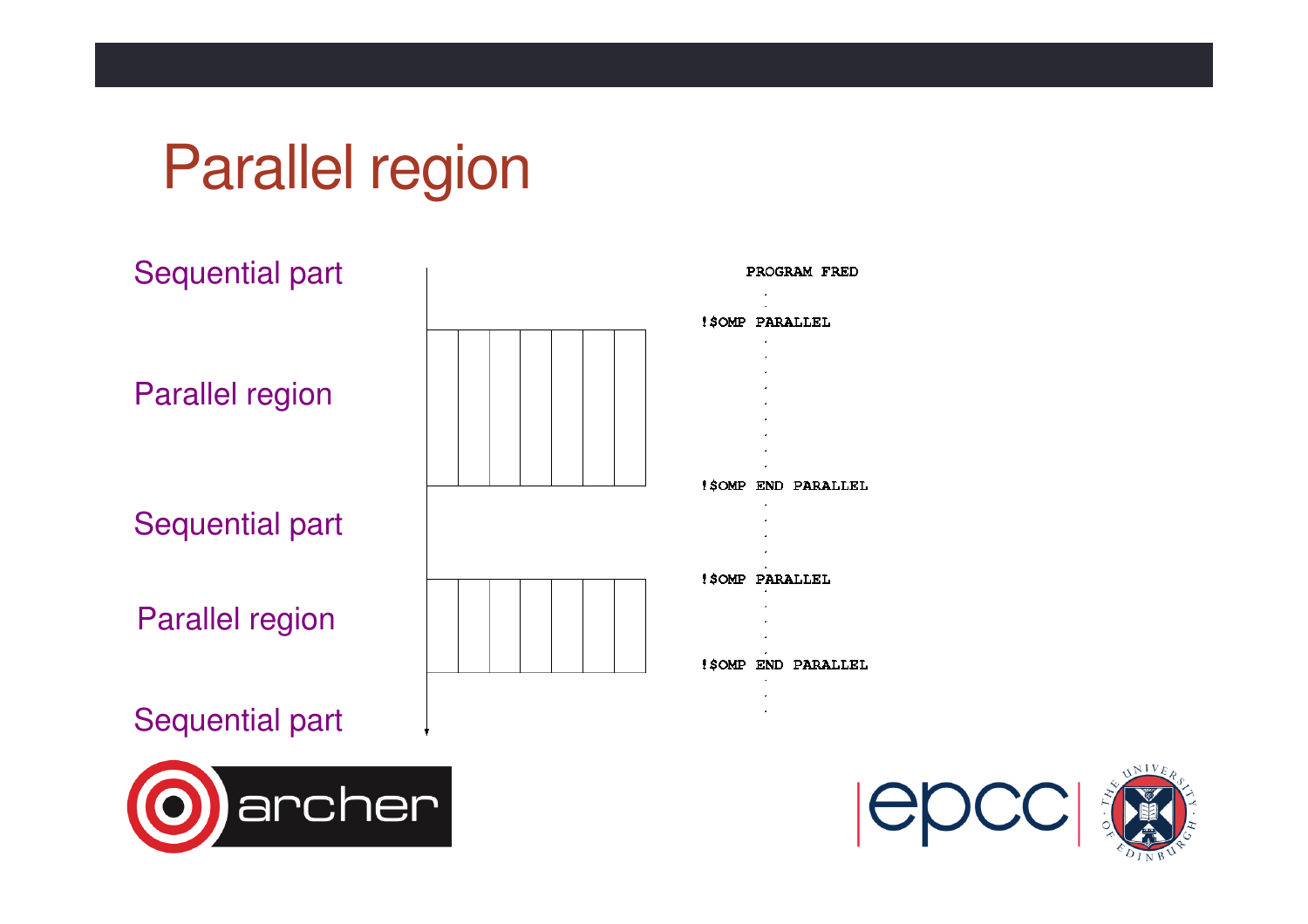# Parallel region

Sequential part

Parallel region

Sequential part

Parallel region

Sequential part

```
      PROGRAM FRED
            .
!$OMP PARALLEL
            .
            .
            .
            .
            .
            .
            .
            .
            .
!$OMP END PARALLEL
            .
            .
            .
            .
            .
!$OMP PARALLEL
            .
            .
            .
            .
            .
!$OMP END PARALLEL
            .
            .
            .
```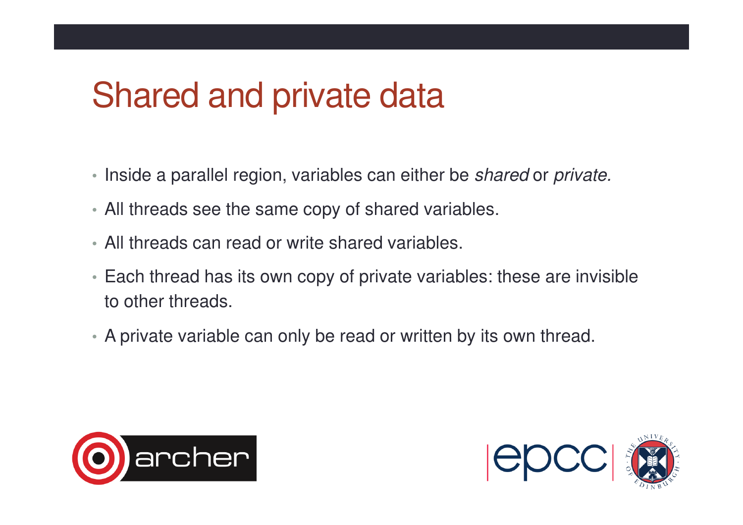# Shared and private data

- Inside a parallel region, variables can either be *shared* or *private.*
- All threads see the same copy of shared variables.
- All threads can read or write shared variables.
- Each thread has its own copy of private variables: these are invisible to other threads.
- A private variable can only be read or written by its own thread.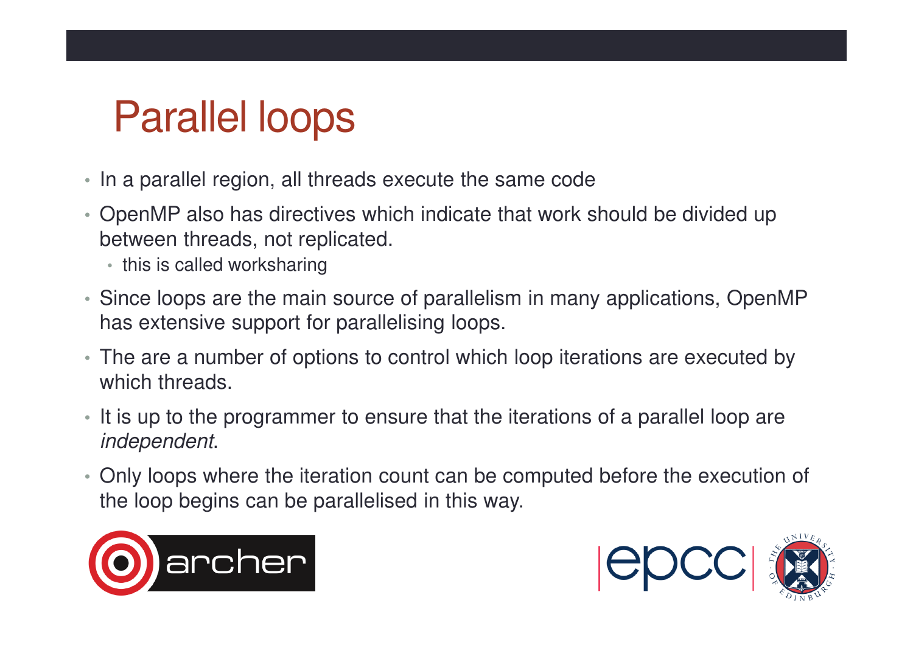# Parallel loops

- In a parallel region, all threads execute the same code
- OpenMP also has directives which indicate that work should be divided up between threads, not replicated.
  - this is called worksharing
- Since loops are the main source of parallelism in many applications, OpenMP has extensive support for parallelising loops.
- The are a number of options to control which loop iterations are executed by which threads.
- It is up to the programmer to ensure that the iterations of a parallel loop are *independent*.
- Only loops where the iteration count can be computed before the execution of the loop begins can be parallelised in this way.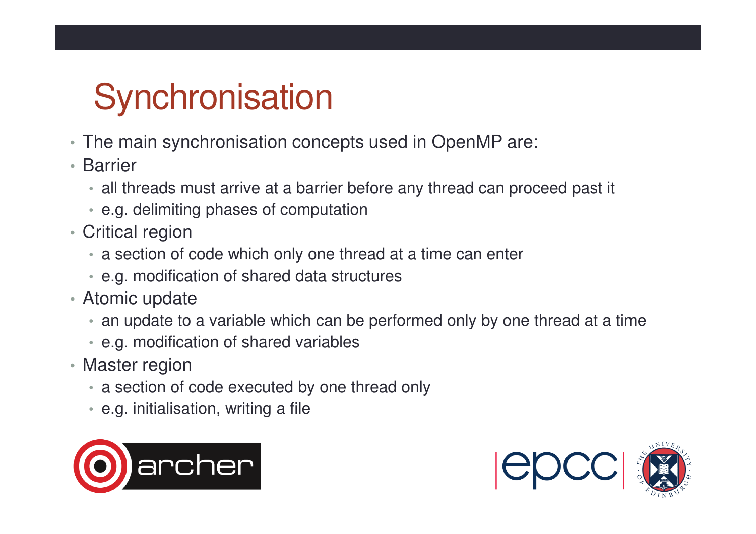# Synchronisation

- The main synchronisation concepts used in OpenMP are:
- Barrier
  - all threads must arrive at a barrier before any thread can proceed past it
  - e.g. delimiting phases of computation
- Critical region
  - a section of code which only one thread at a time can enter
  - e.g. modification of shared data structures
- Atomic update
  - an update to a variable which can be performed only by one thread at a time
  - e.g. modification of shared variables
- Master region
  - a section of code executed by one thread only
  - e.g. initialisation, writing a file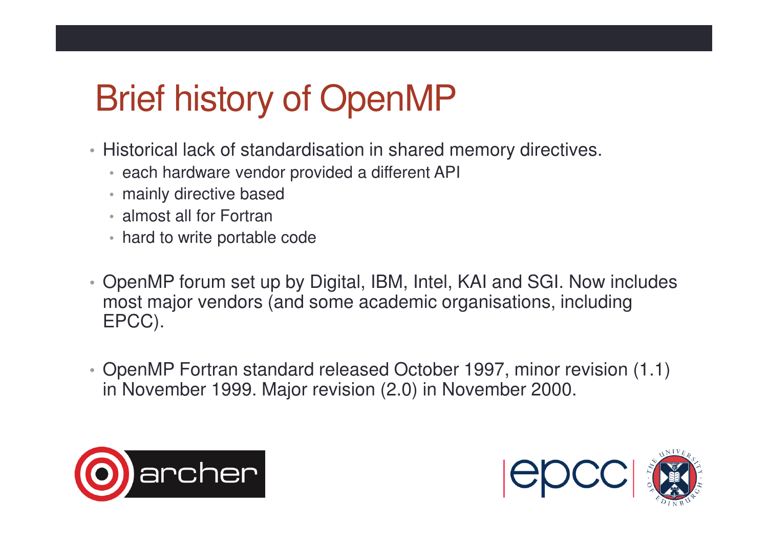# Brief history of OpenMP

- Historical lack of standardisation in shared memory directives.
  - each hardware vendor provided a different API
  - mainly directive based
  - almost all for Fortran
  - hard to write portable code

- OpenMP forum set up by Digital, IBM, Intel, KAI and SGI. Now includes most major vendors (and some academic organisations, including EPCC).

- OpenMP Fortran standard released October 1997, minor revision (1.1) in November 1999. Major revision (2.0) in November 2000.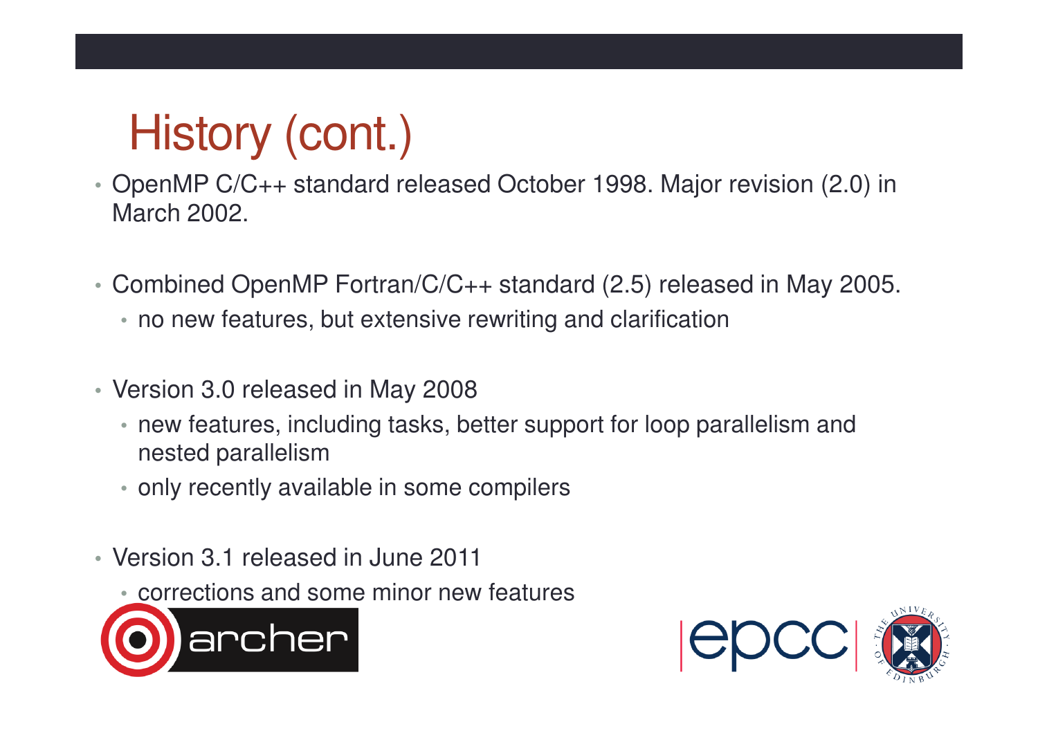# History (cont.)

- OpenMP C/C++ standard released October 1998. Major revision (2.0) in March 2002.
- Combined OpenMP Fortran/C/C++ standard (2.5) released in May 2005.
  - no new features, but extensive rewriting and clarification
- Version 3.0 released in May 2008
  - new features, including tasks, better support for loop parallelism and nested parallelism
  - only recently available in some compilers
- Version 3.1 released in June 2011
  - corrections and some minor new features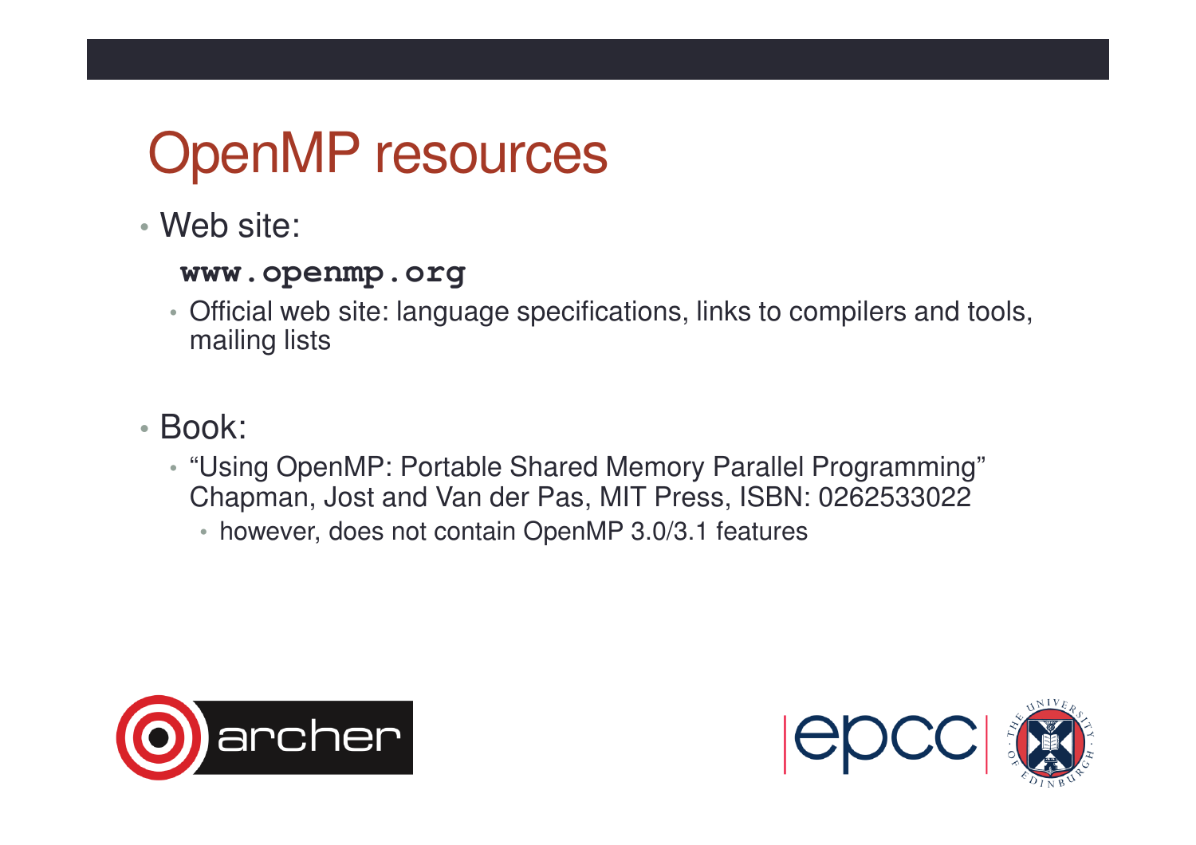# OpenMP resources

- Web site:

  **`www.openmp.org`**

  - Official web site: language specifications, links to compilers and tools, mailing lists

- Book:
  - "Using OpenMP: Portable Shared Memory Parallel Programming" Chapman, Jost and Van der Pas, MIT Press, ISBN: 0262533022
    - however, does not contain OpenMP 3.0/3.1 features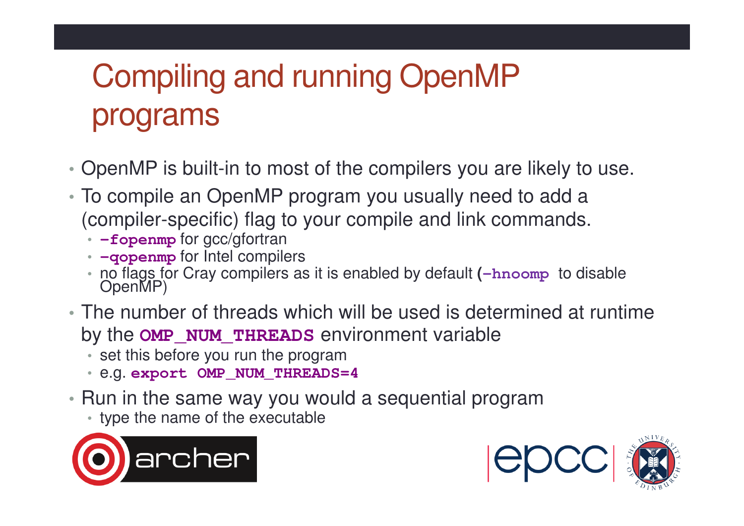# Compiling and running OpenMP programs

- OpenMP is built-in to most of the compilers you are likely to use.
- To compile an OpenMP program you usually need to add a (compiler-specific) flag to your compile and link commands.
  - **`-fopenmp`** for gcc/gfortran
  - **`-qopenmp`** for Intel compilers
  - no flags for Cray compilers as it is enabled by default (**`-hnoomp`** to disable OpenMP)
- The number of threads which will be used is determined at runtime by the **`OMP_NUM_THREADS`** environment variable
  - set this before you run the program
  - e.g. **`export OMP_NUM_THREADS=4`**
- Run in the same way you would a sequential program
  - type the name of the executable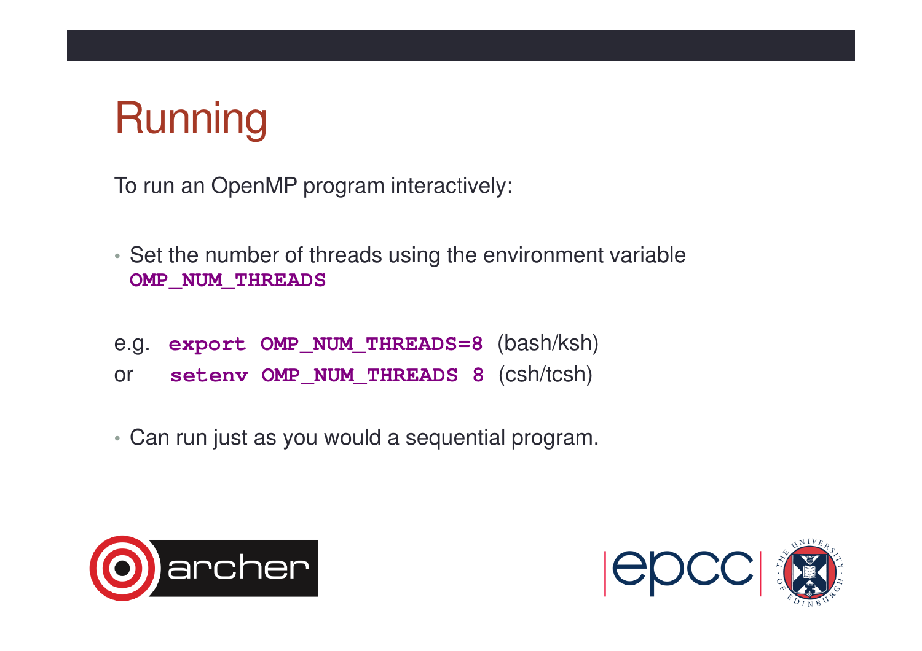# Running

To run an OpenMP program interactively:

- Set the number of threads using the environment variable **`OMP_NUM_THREADS`**

e.g. **`export OMP_NUM_THREADS=8`** (bash/ksh)
or **`setenv OMP_NUM_THREADS 8`** (csh/tcsh)

- Can run just as you would a sequential program.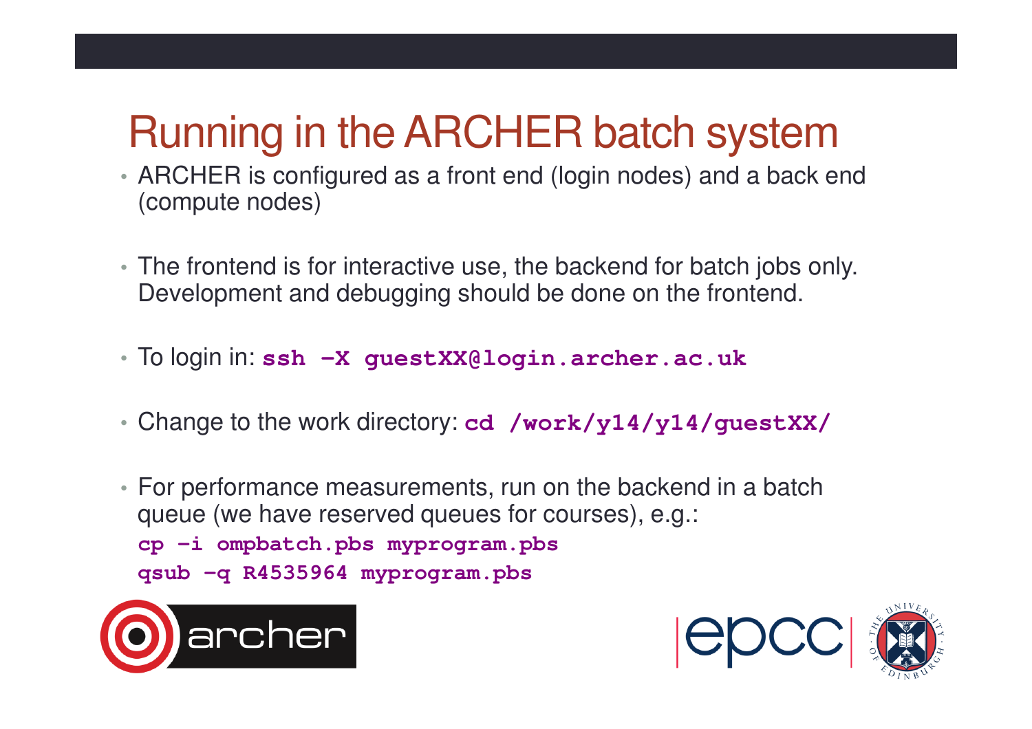# Running in the ARCHER batch system

- ARCHER is configured as a front end (login nodes) and a back end (compute nodes)
- The frontend is for interactive use, the backend for batch jobs only. Development and debugging should be done on the frontend.
- To login in: `ssh -X guestXX@login.archer.ac.uk`
- Change to the work directory: `cd /work/y14/y14/guestXX/`
- For performance measurements, run on the backend in a batch queue (we have reserved queues for courses), e.g.:

```
cp -i ompbatch.pbs myprogram.pbs
qsub -q R4535964 myprogram.pbs
```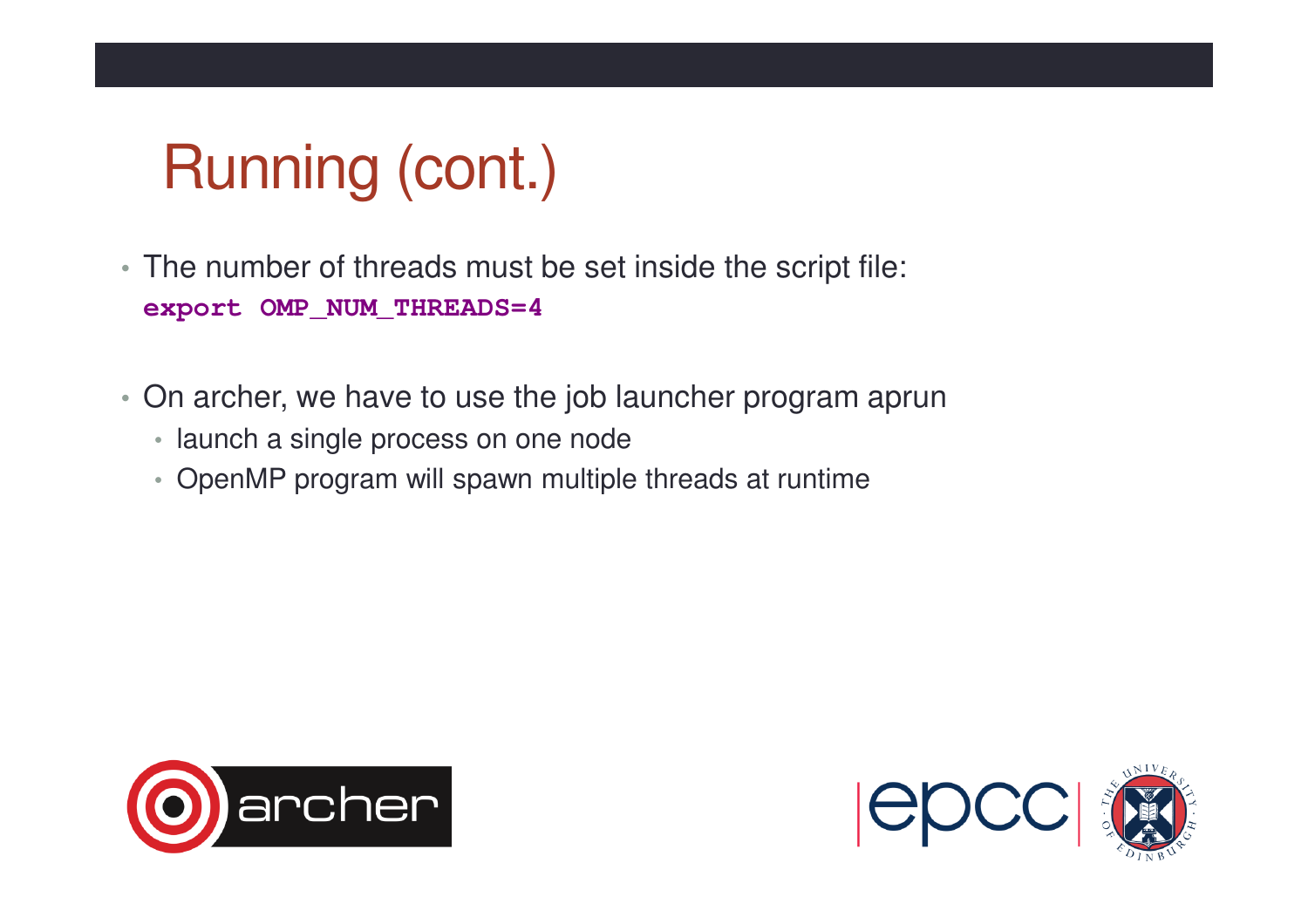# Running (cont.)

- The number of threads must be set inside the script file:

```
export OMP_NUM_THREADS=4
```

- On archer, we have to use the job launcher program aprun
  - launch a single process on one node
  - OpenMP program will spawn multiple threads at runtime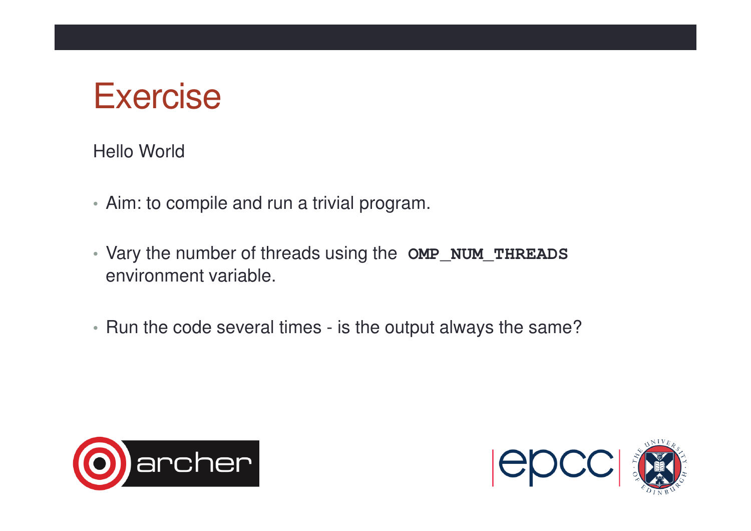# Exercise

Hello World

- Aim: to compile and run a trivial program.
- Vary the number of threads using the **`OMP_NUM_THREADS`** environment variable.
- Run the code several times - is the output always the same?